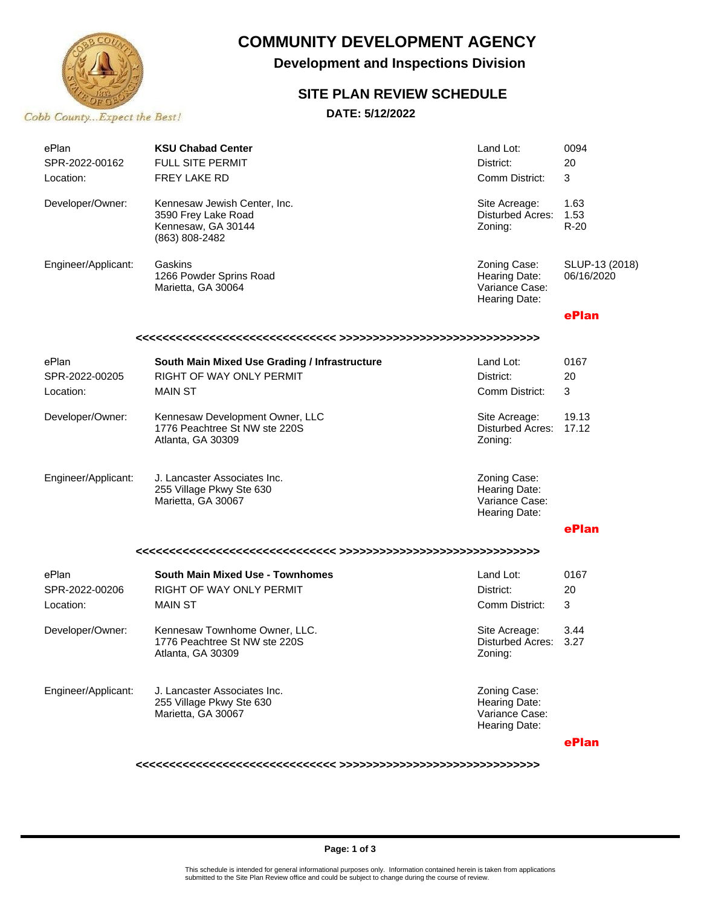# COMMUNITY DEVELOPMENT AGENCY

## Development and Inspections Division

### SITE PLAN REVIEW SCHEDULE

**DATE: 5/12/2022**

Cobb County...Expect the Best!

| | | | |
|---|---|---|---|
| ePlan | **KSU Chabad Center** | Land Lot: | 0094 |
| SPR-2022-00162 | FULL SITE PERMIT | District: | 20 |
| Location: | FREY LAKE RD | Comm District: | 3 |
| Developer/Owner: | Kennesaw Jewish Center, Inc.<br>3590 Frey Lake Road<br>Kennesaw, GA 30144<br>(863) 808-2482 | Site Acreage:<br>Disturbed Acres:<br>Zoning: | 1.63<br>1.53<br>R-20 |
| Engineer/Applicant: | Gaskins<br>1266 Powder Sprins Road<br>Marietta, GA 30064 | Zoning Case:<br>Hearing Date:<br>Variance Case:<br>Hearing Date: | SLUP-13 (2018)<br>06/16/2020 |
| | | | **ePlan** |

<<<<<<<<<<<<<<<<<<<<<<<<<<<<<< >>>>>>>>>>>>>>>>>>>>>>>>>>>>>>

| | | | |
|---|---|---|---|
| ePlan | **South Main Mixed Use Grading / Infrastructure** | Land Lot: | 0167 |
| SPR-2022-00205 | RIGHT OF WAY ONLY PERMIT | District: | 20 |
| Location: | MAIN ST | Comm District: | 3 |
| Developer/Owner: | Kennesaw Development Owner, LLC<br>1776 Peachtree St NW ste 220S<br>Atlanta, GA 30309 | Site Acreage:<br>Disturbed Acres:<br>Zoning: | 19.13<br>17.12 |
| Engineer/Applicant: | J. Lancaster Associates Inc.<br>255 Village Pkwy Ste 630<br>Marietta, GA 30067 | Zoning Case:<br>Hearing Date:<br>Variance Case:<br>Hearing Date: | |
| | | | **ePlan** |

<<<<<<<<<<<<<<<<<<<<<<<<<<<<<< >>>>>>>>>>>>>>>>>>>>>>>>>>>>>>

| | | | |
|---|---|---|---|
| ePlan | **South Main Mixed Use - Townhomes** | Land Lot: | 0167 |
| SPR-2022-00206 | RIGHT OF WAY ONLY PERMIT | District: | 20 |
| Location: | MAIN ST | Comm District: | 3 |
| Developer/Owner: | Kennesaw Townhome Owner, LLC.<br>1776 Peachtree St NW ste 220S<br>Atlanta, GA 30309 | Site Acreage:<br>Disturbed Acres:<br>Zoning: | 3.44<br>3.27 |
| Engineer/Applicant: | J. Lancaster Associates Inc.<br>255 Village Pkwy Ste 630<br>Marietta, GA 30067 | Zoning Case:<br>Hearing Date:<br>Variance Case:<br>Hearing Date: | |
| | | | **ePlan** |

<<<<<<<<<<<<<<<<<<<<<<<<<<<<<< >>>>>>>>>>>>>>>>>>>>>>>>>>>>>>

This schedule is intended for general informational purposes only. Information contained herein is taken from applications submitted to the Site Plan Review office and could be subject to change during the course of review.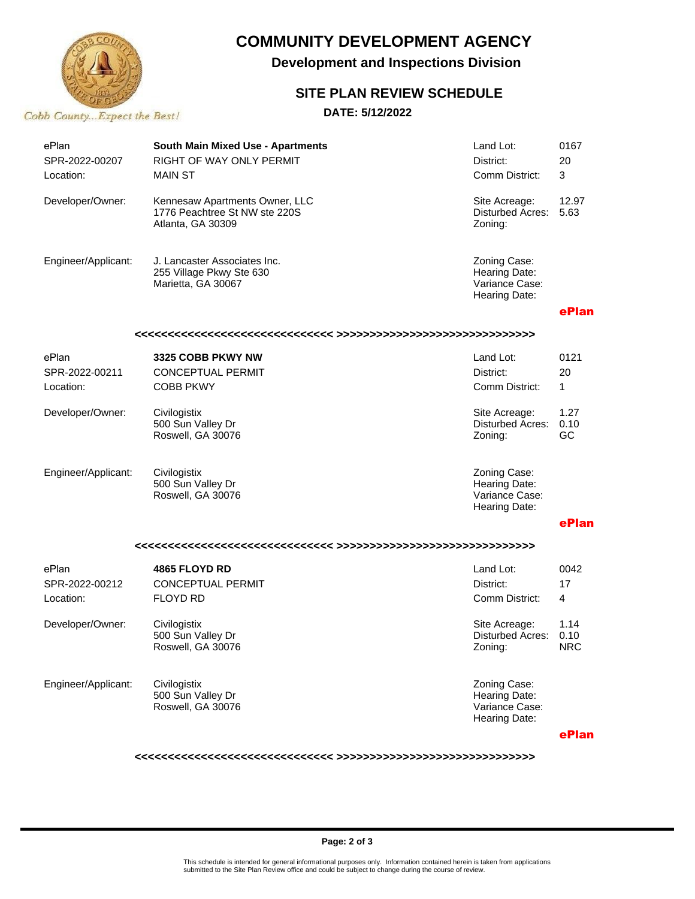# COMMUNITY DEVELOPMENT AGENCY

## Development and Inspections Division

### SITE PLAN REVIEW SCHEDULE

**DATE: 5/12/2022**

Cobb County...Expect the Best!

| | | | |
|---|---|---|---|
| ePlan | **South Main Mixed Use - Apartments** | Land Lot: | 0167 |
| SPR-2022-00207 | RIGHT OF WAY ONLY PERMIT | District: | 20 |
| Location: | MAIN ST | Comm District: | 3 |
| Developer/Owner: | Kennesaw Apartments Owner, LLC<br>1776 Peachtree St NW ste 220S<br>Atlanta, GA 30309 | Site Acreage:<br>Disturbed Acres:<br>Zoning: | 12.97<br>5.63 |
| Engineer/Applicant: | J. Lancaster Associates Inc.<br>255 Village Pkwy Ste 630<br>Marietta, GA 30067 | Zoning Case:<br>Hearing Date:<br>Variance Case:<br>Hearing Date: | |

**ePlan**

<<<<<<<<<<<<<<<<<<<<<<<<<<<<<< >>>>>>>>>>>>>>>>>>>>>>>>>>>>>>

| | | | |
|---|---|---|---|
| ePlan | **3325 COBB PKWY NW** | Land Lot: | 0121 |
| SPR-2022-00211 | CONCEPTUAL PERMIT | District: | 20 |
| Location: | COBB PKWY | Comm District: | 1 |
| Developer/Owner: | Civilogistix<br>500 Sun Valley Dr<br>Roswell, GA 30076 | Site Acreage:<br>Disturbed Acres:<br>Zoning: | 1.27<br>0.10<br>GC |
| Engineer/Applicant: | Civilogistix<br>500 Sun Valley Dr<br>Roswell, GA 30076 | Zoning Case:<br>Hearing Date:<br>Variance Case:<br>Hearing Date: | |

**ePlan**

<<<<<<<<<<<<<<<<<<<<<<<<<<<<<< >>>>>>>>>>>>>>>>>>>>>>>>>>>>>>

| | | | |
|---|---|---|---|
| ePlan | **4865 FLOYD RD** | Land Lot: | 0042 |
| SPR-2022-00212 | CONCEPTUAL PERMIT | District: | 17 |
| Location: | FLOYD RD | Comm District: | 4 |
| Developer/Owner: | Civilogistix<br>500 Sun Valley Dr<br>Roswell, GA 30076 | Site Acreage:<br>Disturbed Acres:<br>Zoning: | 1.14<br>0.10<br>NRC |
| Engineer/Applicant: | Civilogistix<br>500 Sun Valley Dr<br>Roswell, GA 30076 | Zoning Case:<br>Hearing Date:<br>Variance Case:<br>Hearing Date: | |

**ePlan**

<<<<<<<<<<<<<<<<<<<<<<<<<<<<<< >>>>>>>>>>>>>>>>>>>>>>>>>>>>>>

This schedule is intended for general informational purposes only. Information contained herein is taken from applications submitted to the Site Plan Review office and could be subject to change during the course of review.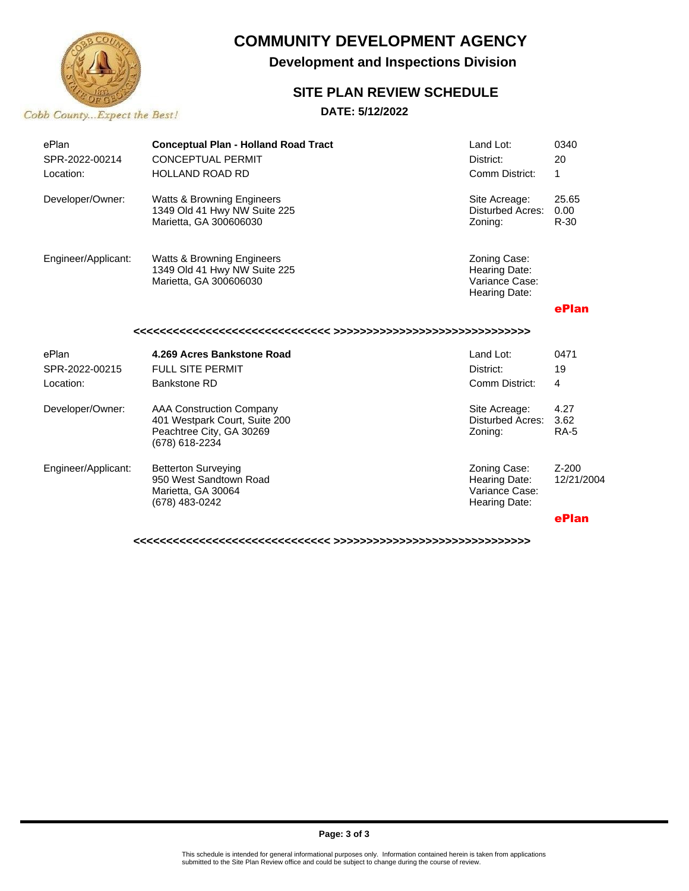# COMMUNITY DEVELOPMENT AGENCY

## Development and Inspections Division

### SITE PLAN REVIEW SCHEDULE

**DATE: 5/12/2022**

Cobb County...Expect the Best!

| | | | |
|---|---|---|---|
| ePlan | **Conceptual Plan - Holland Road Tract** | Land Lot: | 0340 |
| SPR-2022-00214 | CONCEPTUAL PERMIT | District: | 20 |
| Location: | HOLLAND ROAD RD | Comm District: | 1 |
| Developer/Owner: | Watts & Browning Engineers<br>1349 Old 41 Hwy NW Suite 225<br>Marietta, GA 300606030 | Site Acreage:<br>Disturbed Acres:<br>Zoning: | 25.65<br>0.00<br>R-30 |
| Engineer/Applicant: | Watts & Browning Engineers<br>1349 Old 41 Hwy NW Suite 225<br>Marietta, GA 300606030 | Zoning Case:<br>Hearing Date:<br>Variance Case:<br>Hearing Date: | |
| | | | ePlan |

<<<<<<<<<<<<<<<<<<<<<<<<<<<<<< >>>>>>>>>>>>>>>>>>>>>>>>>>>>>>

| | | | |
|---|---|---|---|
| ePlan | **4.269 Acres Bankstone Road** | Land Lot: | 0471 |
| SPR-2022-00215 | FULL SITE PERMIT | District: | 19 |
| Location: | Bankstone RD | Comm District: | 4 |
| Developer/Owner: | AAA Construction Company<br>401 Westpark Court, Suite 200<br>Peachtree City, GA 30269<br>(678) 618-2234 | Site Acreage:<br>Disturbed Acres:<br>Zoning: | 4.27<br>3.62<br>RA-5 |
| Engineer/Applicant: | Betterton Surveying<br>950 West Sandtown Road<br>Marietta, GA 30064<br>(678) 483-0242 | Zoning Case:<br>Hearing Date:<br>Variance Case:<br>Hearing Date: | Z-200<br>12/21/2004 |
| | | | ePlan |

<<<<<<<<<<<<<<<<<<<<<<<<<<<<<< >>>>>>>>>>>>>>>>>>>>>>>>>>>>>>

This schedule is intended for general informational purposes only. Information contained herein is taken from applications submitted to the Site Plan Review office and could be subject to change during the course of review.